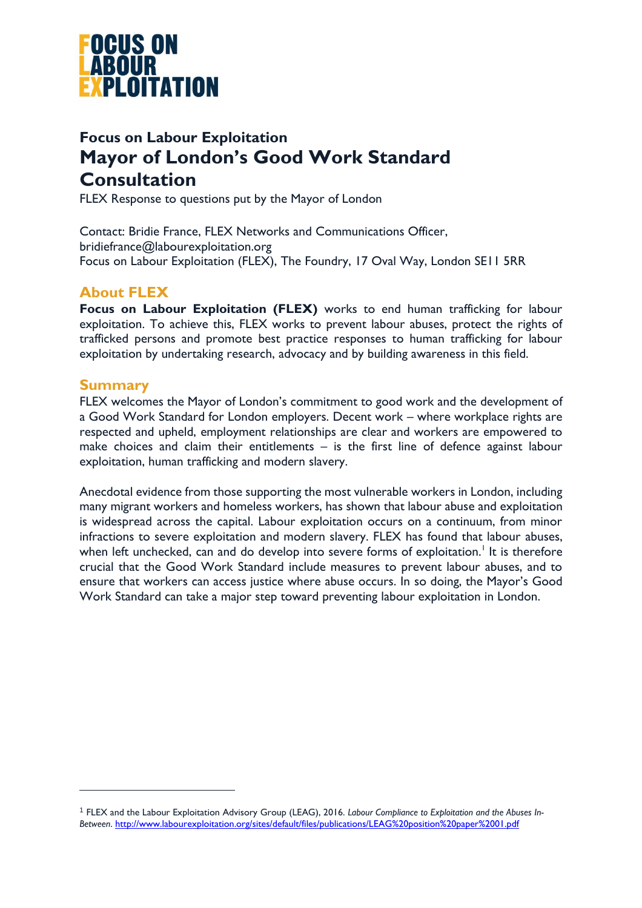# FOCUS ON LABOUR EXPLOITATION

## Focus on Labour Exploitation

# Mayor of London's Good Work Standard Consultation

FLEX Response to questions put by the Mayor of London

Contact: Bridie France, FLEX Networks and Communications Officer,
bridiefrance@labourexploitation.org
Focus on Labour Exploitation (FLEX), The Foundry, 17 Oval Way, London SE11 5RR

## About FLEX

**Focus on Labour Exploitation (FLEX)** works to end human trafficking for labour exploitation. To achieve this, FLEX works to prevent labour abuses, protect the rights of trafficked persons and promote best practice responses to human trafficking for labour exploitation by undertaking research, advocacy and by building awareness in this field.

## Summary

FLEX welcomes the Mayor of London's commitment to good work and the development of a Good Work Standard for London employers. Decent work – where workplace rights are respected and upheld, employment relationships are clear and workers are empowered to make choices and claim their entitlements – is the first line of defence against labour exploitation, human trafficking and modern slavery.

Anecdotal evidence from those supporting the most vulnerable workers in London, including many migrant workers and homeless workers, has shown that labour abuse and exploitation is widespread across the capital. Labour exploitation occurs on a continuum, from minor infractions to severe exploitation and modern slavery. FLEX has found that labour abuses, when left unchecked, can and do develop into severe forms of exploitation.[1] It is therefore crucial that the Good Work Standard include measures to prevent labour abuses, and to ensure that workers can access justice where abuse occurs. In so doing, the Mayor's Good Work Standard can take a major step toward preventing labour exploitation in London.

---

[1] FLEX and the Labour Exploitation Advisory Group (LEAG), 2016. *Labour Compliance to Exploitation and the Abuses In-Between.* http://www.labourexploitation.org/sites/default/files/publications/LEAG%20position%20paper%2001.pdf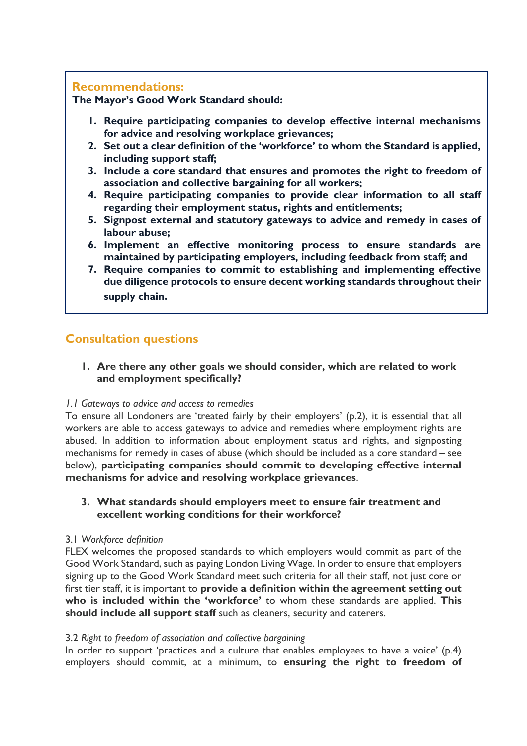## Recommendations:

**The Mayor's Good Work Standard should:**

1. **Require participating companies to develop effective internal mechanisms for advice and resolving workplace grievances;**
2. **Set out a clear definition of the 'workforce' to whom the Standard is applied, including support staff;**
3. **Include a core standard that ensures and promotes the right to freedom of association and collective bargaining for all workers;**
4. **Require participating companies to provide clear information to all staff regarding their employment status, rights and entitlements;**
5. **Signpost external and statutory gateways to advice and remedy in cases of labour abuse;**
6. **Implement an effective monitoring process to ensure standards are maintained by participating employers, including feedback from staff; and**
7. **Require companies to commit to establishing and implementing effective due diligence protocols to ensure decent working standards throughout their supply chain.**

## Consultation questions

1. **Are there any other goals we should consider, which are related to work and employment specifically?**

*1.1 Gateways to advice and access to remedies*

To ensure all Londoners are 'treated fairly by their employers' (p.2), it is essential that all workers are able to access gateways to advice and remedies where employment rights are abused. In addition to information about employment status and rights, and signposting mechanisms for remedy in cases of abuse (which should be included as a core standard – see below), **participating companies should commit to developing effective internal mechanisms for advice and resolving workplace grievances**.

3. **What standards should employers meet to ensure fair treatment and excellent working conditions for their workforce?**

3.1 *Workforce definition*

FLEX welcomes the proposed standards to which employers would commit as part of the Good Work Standard, such as paying London Living Wage. In order to ensure that employers signing up to the Good Work Standard meet such criteria for all their staff, not just core or first tier staff, it is important to **provide a definition within the agreement setting out who is included within the 'workforce'** to whom these standards are applied. **This should include all support staff** such as cleaners, security and caterers.

3.2 *Right to freedom of association and collective bargaining*

In order to support 'practices and a culture that enables employees to have a voice' (p.4) employers should commit, at a minimum, to **ensuring the right to freedom of**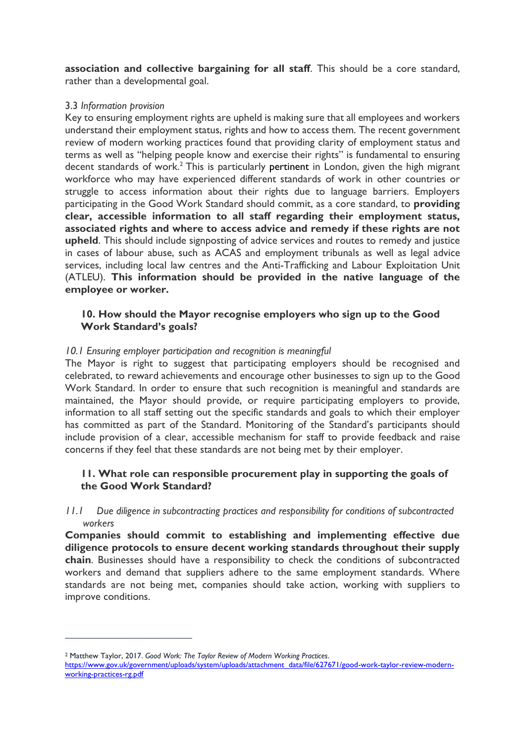**association and collective bargaining for all staff**. This should be a core standard, rather than a developmental goal.

3.3 *Information provision*

Key to ensuring employment rights are upheld is making sure that all employees and workers understand their employment status, rights and how to access them. The recent government review of modern working practices found that providing clarity of employment status and terms as well as "helping people know and exercise their rights" is fundamental to ensuring decent standards of work.[2] This is particularly pertinent in London, given the high migrant workforce who may have experienced different standards of work in other countries or struggle to access information about their rights due to language barriers. Employers participating in the Good Work Standard should commit, as a core standard, to **providing clear, accessible information to all staff regarding their employment status, associated rights and where to access advice and remedy if these rights are not upheld**. This should include signposting of advice services and routes to remedy and justice in cases of labour abuse, such as ACAS and employment tribunals as well as legal advice services, including local law centres and the Anti-Trafficking and Labour Exploitation Unit (ATLEU). **This information should be provided in the native language of the employee or worker.**

### 10. How should the Mayor recognise employers who sign up to the Good Work Standard's goals?

*10.1 Ensuring employer participation and recognition is meaningful*

The Mayor is right to suggest that participating employers should be recognised and celebrated, to reward achievements and encourage other businesses to sign up to the Good Work Standard. In order to ensure that such recognition is meaningful and standards are maintained, the Mayor should provide, or require participating employers to provide, information to all staff setting out the specific standards and goals to which their employer has committed as part of the Standard. Monitoring of the Standard's participants should include provision of a clear, accessible mechanism for staff to provide feedback and raise concerns if they feel that these standards are not being met by their employer.

### 11. What role can responsible procurement play in supporting the goals of the Good Work Standard?

*11.1 Due diligence in subcontracting practices and responsibility for conditions of subcontracted workers*

**Companies should commit to establishing and implementing effective due diligence protocols to ensure decent working standards throughout their supply chain**. Businesses should have a responsibility to check the conditions of subcontracted workers and demand that suppliers adhere to the same employment standards. Where standards are not being met, companies should take action, working with suppliers to improve conditions.

---

[2] Matthew Taylor, 2017. *Good Work: The Taylor Review of Modern Working Practices*. https://www.gov.uk/government/uploads/system/uploads/attachment_data/file/627671/good-work-taylor-review-modern-working-practices-rg.pdf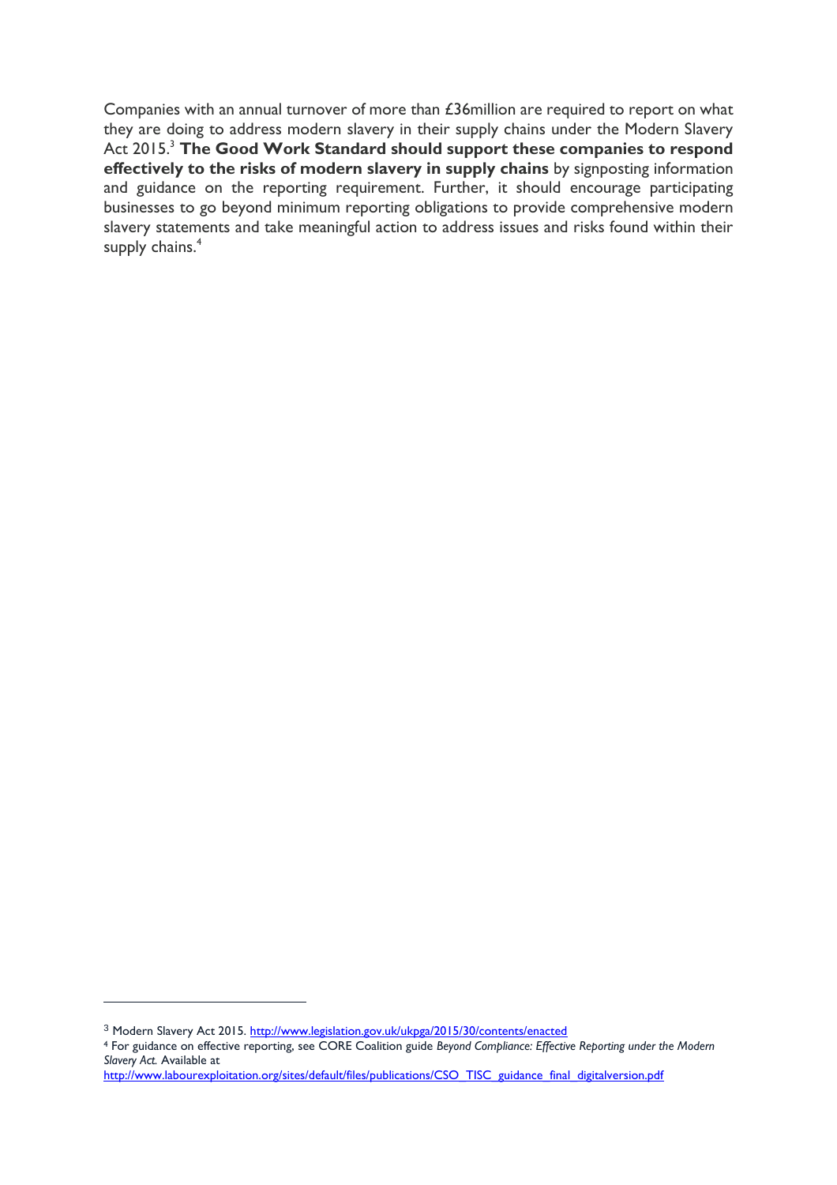Companies with an annual turnover of more than £36million are required to report on what they are doing to address modern slavery in their supply chains under the Modern Slavery Act 2015.[3] **The Good Work Standard should support these companies to respond effectively to the risks of modern slavery in supply chains** by signposting information and guidance on the reporting requirement. Further, it should encourage participating businesses to go beyond minimum reporting obligations to provide comprehensive modern slavery statements and take meaningful action to address issues and risks found within their supply chains.[4]

---

[3] Modern Slavery Act 2015. http://www.legislation.gov.uk/ukpga/2015/30/contents/enacted

[4] For guidance on effective reporting, see CORE Coalition guide *Beyond Compliance: Effective Reporting under the Modern Slavery Act.* Available at http://www.labourexploitation.org/sites/default/files/publications/CSO_TISC_guidance_final_digitalversion.pdf